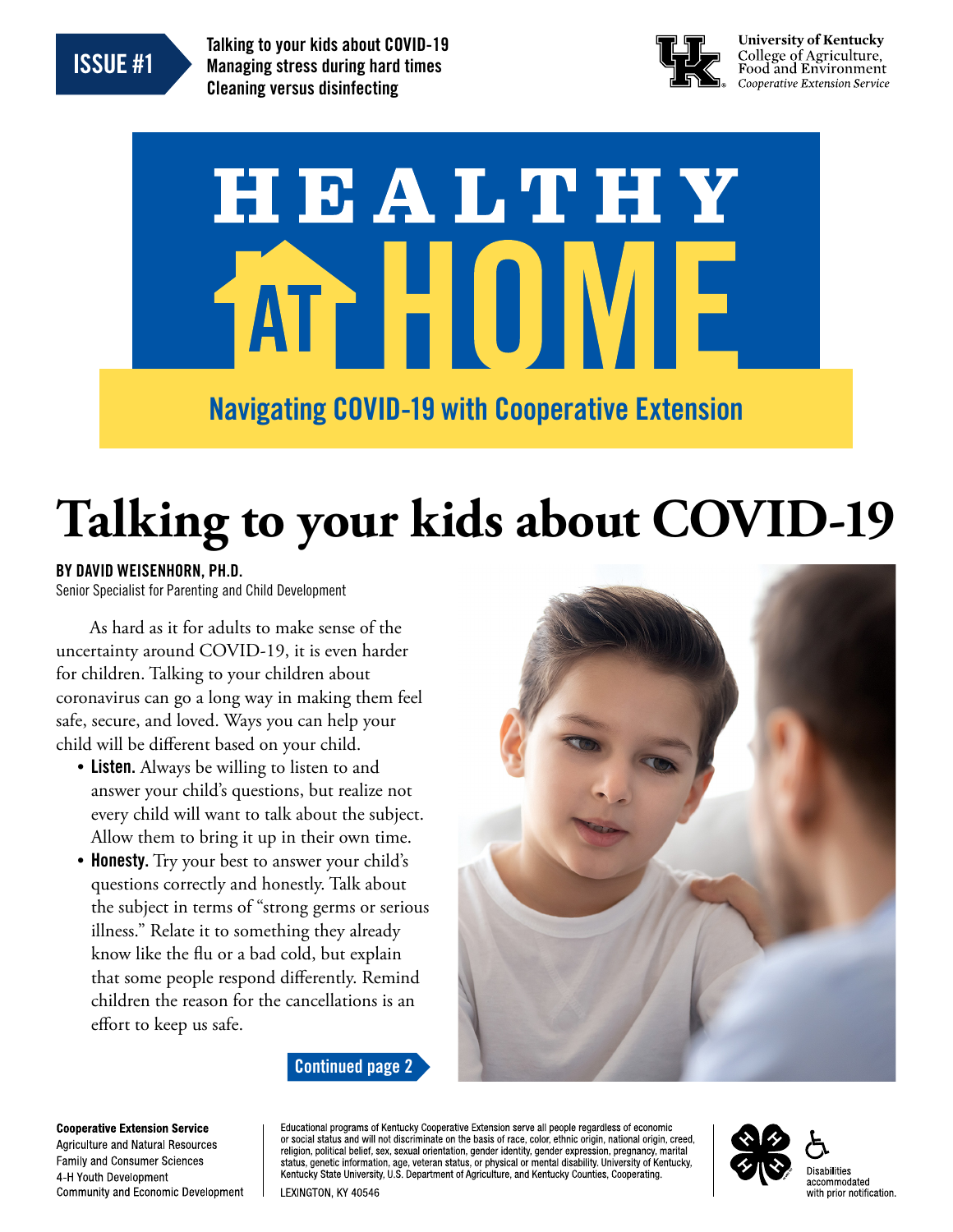ISSUE #1

Talking to your kids about COVID-19
Managing stress during hard times
Cleaning versus disinfecting

University of Kentucky
College of Agriculture, Food and Environment
*Cooperative Extension Service*

# HEALTHY AT HOME

Navigating COVID-19 with Cooperative Extension

# Talking to your kids about COVID-19

**BY DAVID WEISENHORN, PH.D.**
Senior Specialist for Parenting and Child Development

As hard as it for adults to make sense of the uncertainty around COVID-19, it is even harder for children. Talking to your children about coronavirus can go a long way in making them feel safe, secure, and loved. Ways you can help your child will be different based on your child.

- **Listen.** Always be willing to listen to and answer your child's questions, but realize not every child will want to talk about the subject. Allow them to bring it up in their own time.
- **Honesty.** Try your best to answer your child's questions correctly and honestly. Talk about the subject in terms of "strong germs or serious illness." Relate it to something they already know like the flu or a bad cold, but explain that some people respond differently. Remind children the reason for the cancellations is an effort to keep us safe.

Continued page 2

**Cooperative Extension Service**
Agriculture and Natural Resources
Family and Consumer Sciences
4-H Youth Development
Community and Economic Development

Educational programs of Kentucky Cooperative Extension serve all people regardless of economic or social status and will not discriminate on the basis of race, color, ethnic origin, national origin, creed, religion, political belief, sex, sexual orientation, gender identity, gender expression, pregnancy, marital status, genetic information, age, veteran status, or physical or mental disability. University of Kentucky, Kentucky State University, U.S. Department of Agriculture, and Kentucky Counties, Cooperating.
LEXINGTON, KY 40546

Disabilities accommodated with prior notification.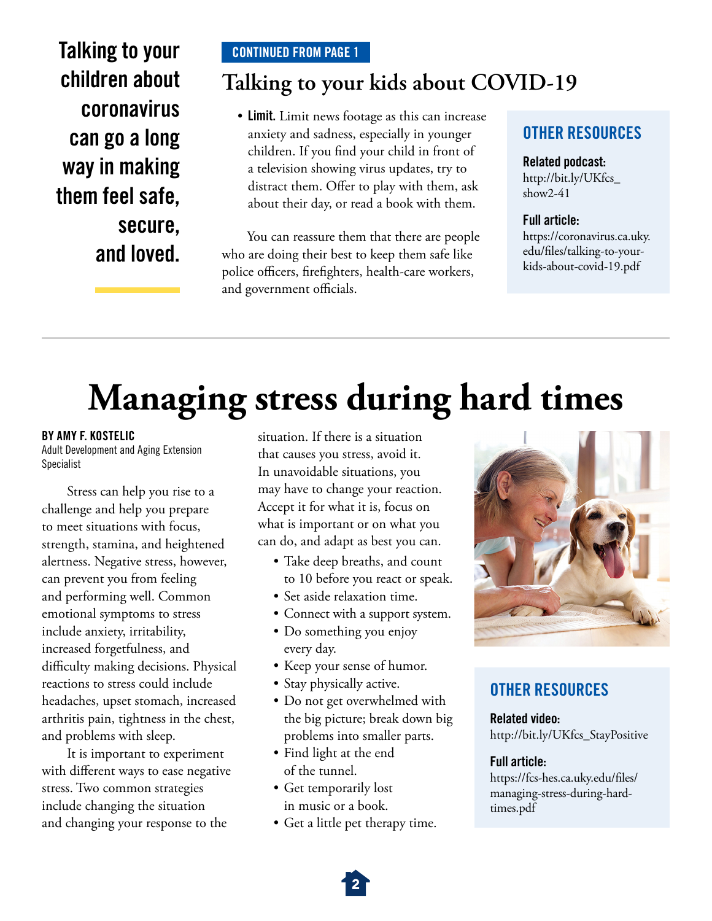**Talking to your children about coronavirus can go a long way in making them feel safe, secure, and loved.**

CONTINUED FROM PAGE 1

## Talking to your kids about COVID-19

- **Limit.** Limit news footage as this can increase anxiety and sadness, especially in younger children. If you find your child in front of a television showing virus updates, try to distract them. Offer to play with them, ask about their day, or read a book with them.

You can reassure them that there are people who are doing their best to keep them safe like police officers, firefighters, health-care workers, and government officials.

### OTHER RESOURCES

**Related podcast:**
http://bit.ly/UKfcs_show2-41

**Full article:**
https://coronavirus.ca.uky.edu/files/talking-to-your-kids-about-covid-19.pdf

---

# Managing stress during hard times

**BY AMY F. KOSTELIC**
Adult Development and Aging Extension Specialist

Stress can help you rise to a challenge and help you prepare to meet situations with focus, strength, stamina, and heightened alertness. Negative stress, however, can prevent you from feeling and performing well. Common emotional symptoms to stress include anxiety, irritability, increased forgetfulness, and difficulty making decisions. Physical reactions to stress could include headaches, upset stomach, increased arthritis pain, tightness in the chest, and problems with sleep.

It is important to experiment with different ways to ease negative stress. Two common strategies include changing the situation and changing your response to the situation. If there is a situation that causes you stress, avoid it. In unavoidable situations, you may have to change your reaction. Accept it for what it is, focus on what is important or on what you can do, and adapt as best you can.

- Take deep breaths, and count to 10 before you react or speak.
- Set aside relaxation time.
- Connect with a support system.
- Do something you enjoy every day.
- Keep your sense of humor.
- Stay physically active.
- Do not get overwhelmed with the big picture; break down big problems into smaller parts.
- Find light at the end of the tunnel.
- Get temporarily lost in music or a book.
- Get a little pet therapy time.

### OTHER RESOURCES

**Related video:**
http://bit.ly/UKfcs_StayPositive

**Full article:**
https://fcs-hes.ca.uky.edu/files/managing-stress-during-hard-times.pdf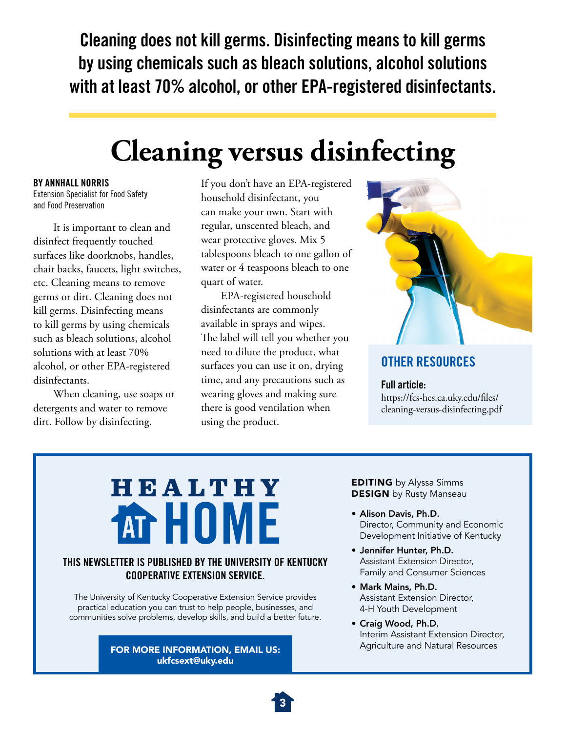**Cleaning does not kill germs. Disinfecting means to kill germs by using chemicals such as bleach solutions, alcohol solutions with at least 70% alcohol, or other EPA-registered disinfectants.**

# Cleaning versus disinfecting

**BY ANNHALL NORRIS**
Extension Specialist for Food Safety and Food Preservation

It is important to clean and disinfect frequently touched surfaces like doorknobs, handles, chair backs, faucets, light switches, etc. Cleaning means to remove germs or dirt. Cleaning does not kill germs. Disinfecting means to kill germs by using chemicals such as bleach solutions, alcohol solutions with at least 70% alcohol, or other EPA-registered disinfectants.

When cleaning, use soaps or detergents and water to remove dirt. Follow by disinfecting.

If you don't have an EPA-registered household disinfectant, you can make your own. Start with regular, unscented bleach, and wear protective gloves. Mix 5 tablespoons bleach to one gallon of water or 4 teaspoons bleach to one quart of water.

EPA-registered household disinfectants are commonly available in sprays and wipes. The label will tell you whether you need to dilute the product, what surfaces you can use it on, drying time, and any precautions such as wearing gloves and making sure there is good ventilation when using the product.

## OTHER RESOURCES

**Full article:**
https://fcs-hes.ca.uky.edu/files/cleaning-versus-disinfecting.pdf

---

**HEALTHY AT HOME**

**THIS NEWSLETTER IS PUBLISHED BY THE UNIVERSITY OF KENTUCKY COOPERATIVE EXTENSION SERVICE.**

The University of Kentucky Cooperative Extension Service provides practical education you can trust to help people, businesses, and communities solve problems, develop skills, and build a better future.

**FOR MORE INFORMATION, EMAIL US:**
**ukfcsext@uky.edu**

**EDITING** by Alyssa Simms
**DESIGN** by Rusty Manseau

- **Alison Davis, Ph.D.**
  Director, Community and Economic Development Initiative of Kentucky
- **Jennifer Hunter, Ph.D.**
  Assistant Extension Director, Family and Consumer Sciences
- **Mark Mains, Ph.D.**
  Assistant Extension Director, 4-H Youth Development
- **Craig Wood, Ph.D.**
  Interim Assistant Extension Director, Agriculture and Natural Resources